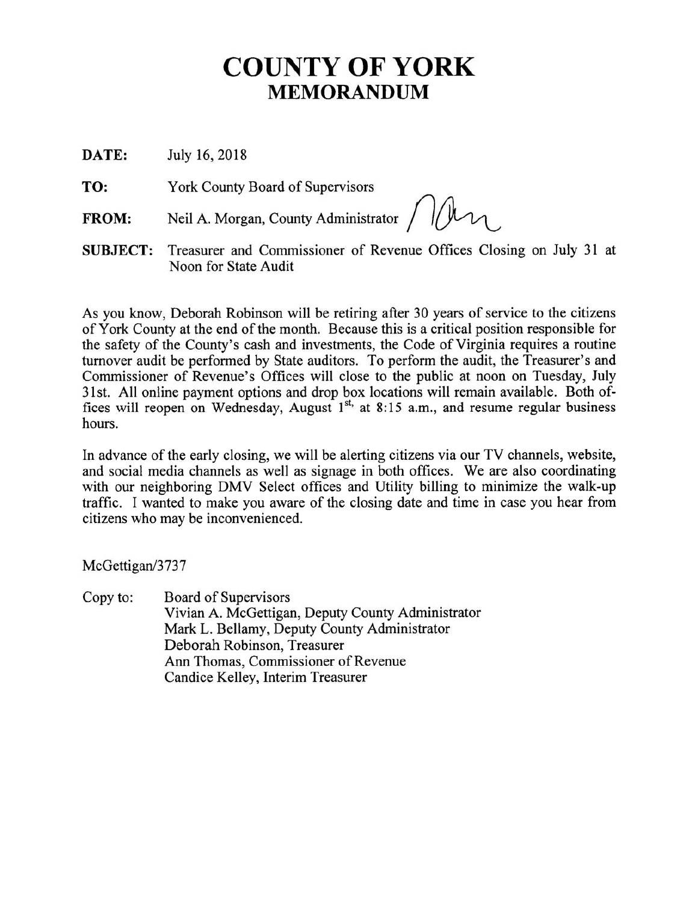# COUNTY OF YORK
## MEMORANDUM

**DATE:** July 16, 2018

**TO:** York County Board of Supervisors

**FROM:** Neil A. Morgan, County Administrator

**SUBJECT:** Treasurer and Commissioner of Revenue Offices Closing on July 31 at Noon for State Audit

As you know, Deborah Robinson will be retiring after 30 years of service to the citizens of York County at the end of the month. Because this is a critical position responsible for the safety of the County's cash and investments, the Code of Virginia requires a routine turnover audit be performed by State auditors. To perform the audit, the Treasurer's and Commissioner of Revenue's Offices will close to the public at noon on Tuesday, July 31st. All online payment options and drop box locations will remain available. Both offices will reopen on Wednesday, August 1st, at 8:15 a.m., and resume regular business hours.

In advance of the early closing, we will be alerting citizens via our TV channels, website, and social media channels as well as signage in both offices. We are also coordinating with our neighboring DMV Select offices and Utility billing to minimize the walk-up traffic. I wanted to make you aware of the closing date and time in case you hear from citizens who may be inconvenienced.

McGettigan/3737

Copy to: Board of Supervisors
Vivian A. McGettigan, Deputy County Administrator
Mark L. Bellamy, Deputy County Administrator
Deborah Robinson, Treasurer
Ann Thomas, Commissioner of Revenue
Candice Kelley, Interim Treasurer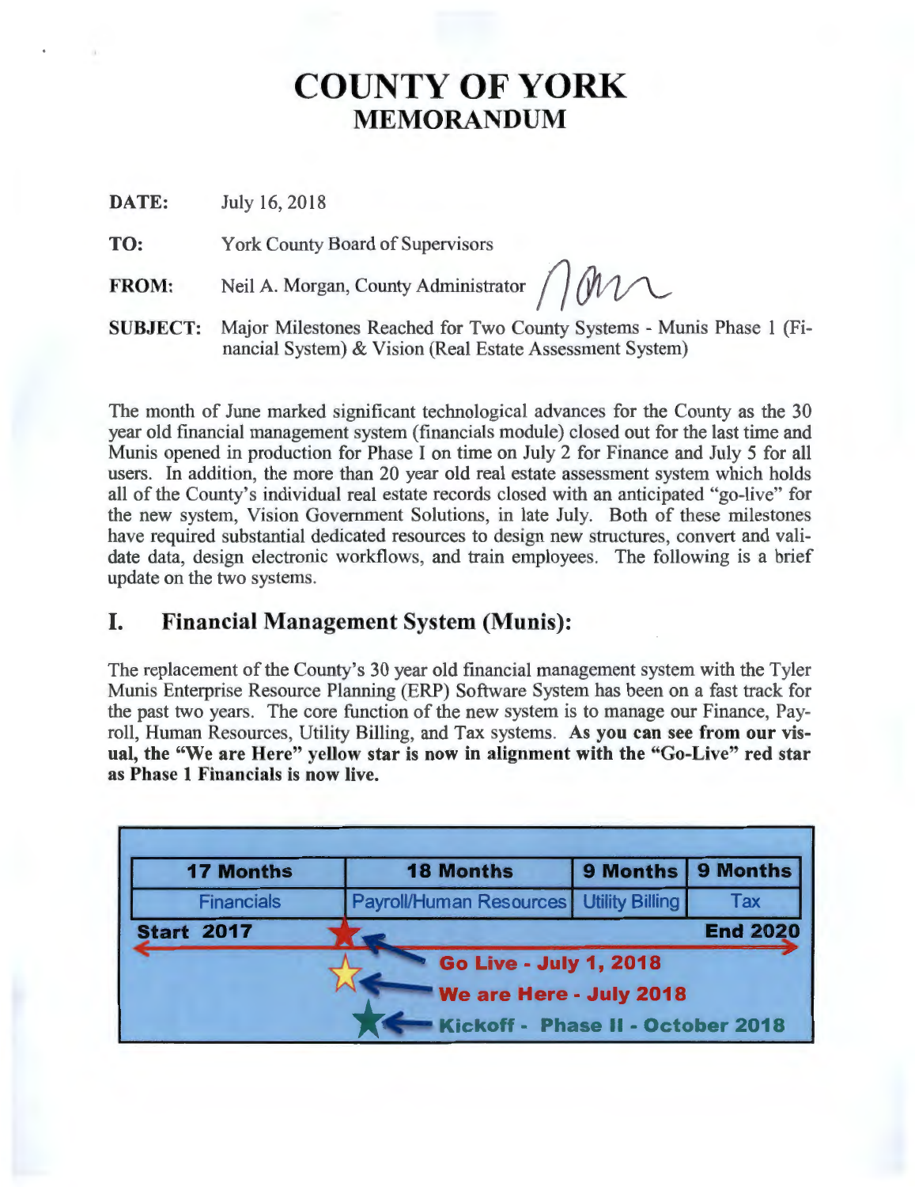# COUNTY OF YORK
## MEMORANDUM

**DATE:** July 16, 2018

**TO:** York County Board of Supervisors

**FROM:** Neil A. Morgan, County Administrator

**SUBJECT:** Major Milestones Reached for Two County Systems - Munis Phase 1 (Financial System) & Vision (Real Estate Assessment System)

The month of June marked significant technological advances for the County as the 30 year old financial management system (financials module) closed out for the last time and Munis opened in production for Phase I on time on July 2 for Finance and July 5 for all users. In addition, the more than 20 year old real estate assessment system which holds all of the County's individual real estate records closed with an anticipated "go-live" for the new system, Vision Government Solutions, in late July. Both of these milestones have required substantial dedicated resources to design new structures, convert and validate data, design electronic workflows, and train employees. The following is a brief update on the two systems.

## I. Financial Management System (Munis):

The replacement of the County's 30 year old financial management system with the Tyler Munis Enterprise Resource Planning (ERP) Software System has been on a fast track for the past two years. The core function of the new system is to manage our Finance, Payroll, Human Resources, Utility Billing, and Tax systems. **As you can see from our visual, the "We are Here" yellow star is now in alignment with the "Go-Live" red star as Phase 1 Financials is now live.**

| 17 Months | 18 Months | 9 Months | 9 Months |
|---|---|---|---|
| Financials | Payroll/Human Resources | Utility Billing | Tax |

**Start 2017** — **End 2020**

- Go Live - July 1, 2018
- We are Here - July 2018
- Kickoff - Phase II - October 2018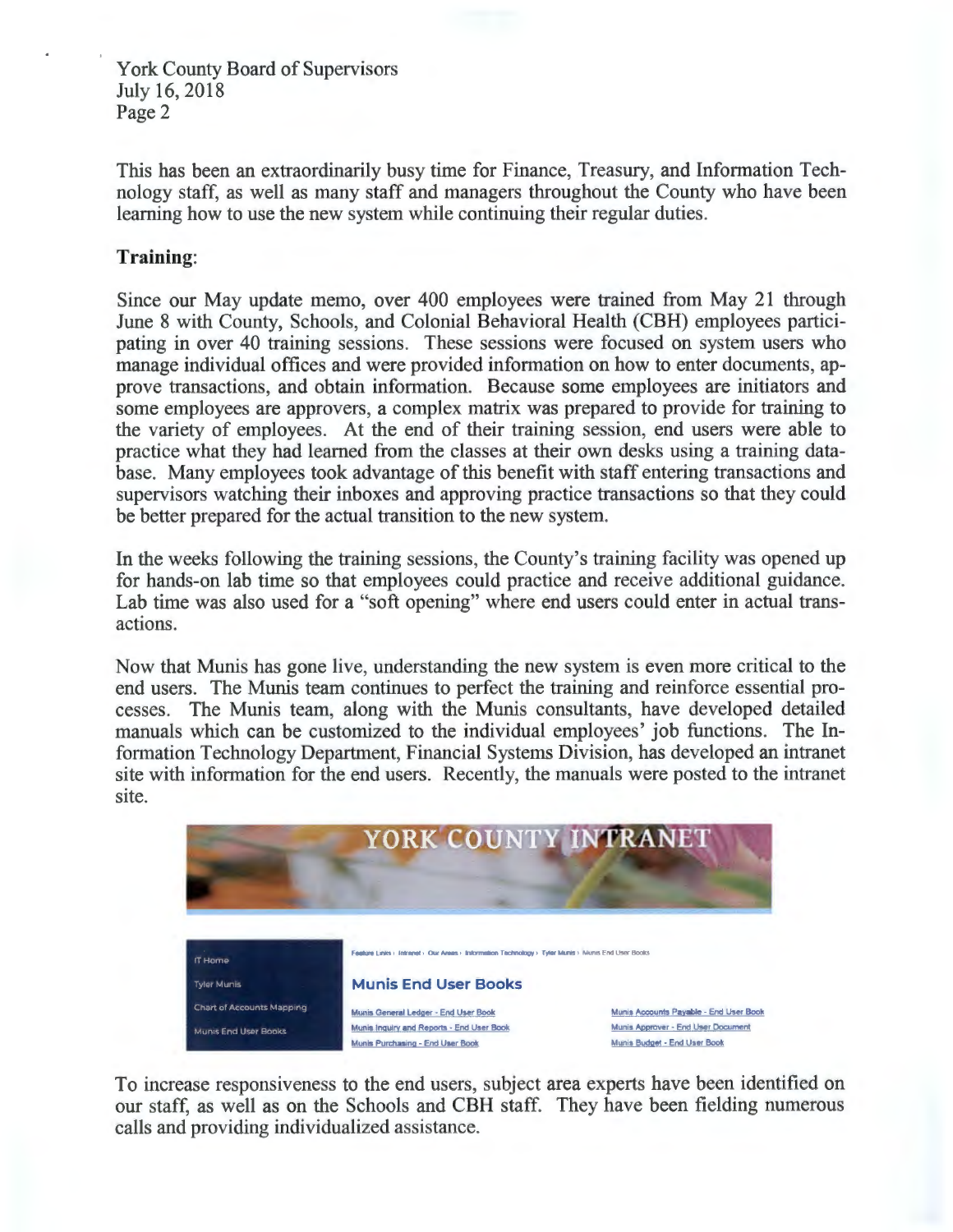This has been an extraordinarily busy time for Finance, Treasury, and Information Technology staff, as well as many staff and managers throughout the County who have been learning how to use the new system while continuing their regular duties.

**Training**:

Since our May update memo, over 400 employees were trained from May 21 through June 8 with County, Schools, and Colonial Behavioral Health (CBH) employees participating in over 40 training sessions. These sessions were focused on system users who manage individual offices and were provided information on how to enter documents, approve transactions, and obtain information. Because some employees are initiators and some employees are approvers, a complex matrix was prepared to provide for training to the variety of employees. At the end of their training session, end users were able to practice what they had learned from the classes at their own desks using a training database. Many employees took advantage of this benefit with staff entering transactions and supervisors watching their inboxes and approving practice transactions so that they could be better prepared for the actual transition to the new system.

In the weeks following the training sessions, the County's training facility was opened up for hands-on lab time so that employees could practice and receive additional guidance. Lab time was also used for a "soft opening" where end users could enter in actual transactions.

Now that Munis has gone live, understanding the new system is even more critical to the end users. The Munis team continues to perfect the training and reinforce essential processes. The Munis team, along with the Munis consultants, have developed detailed manuals which can be customized to the individual employees' job functions. The Information Technology Department, Financial Systems Division, has developed an intranet site with information for the end users. Recently, the manuals were posted to the intranet site.

YORK COUNTY INTRANET

- IT Home
- Tyler Munis
- Chart of Accounts Mapping
- Munis End User Books

Feature Links › Intranet › Our Areas › Information Technology › Tyler Munis › Munis End User Books

**Munis End User Books**

- Munis General Ledger - End User Book
- Munis Inquiry and Reports - End User Book
- Munis Purchasing - End User Book
- Munis Accounts Payable - End User Book
- Munis Approver - End User Document
- Munis Budget - End User Book

To increase responsiveness to the end users, subject area experts have been identified on our staff, as well as on the Schools and CBH staff. They have been fielding numerous calls and providing individualized assistance.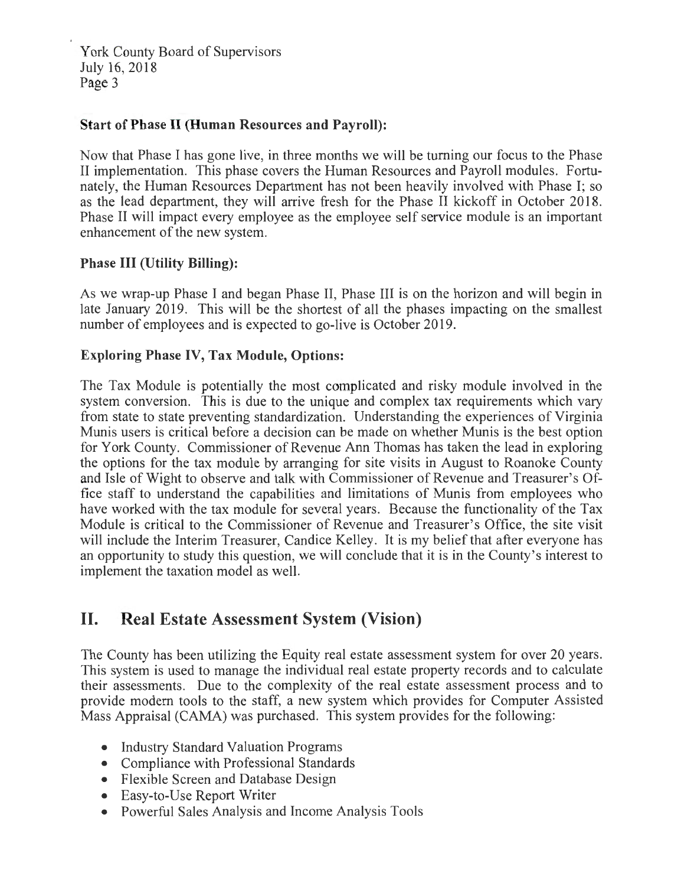**Start of Phase II (Human Resources and Payroll):**

Now that Phase I has gone live, in three months we will be turning our focus to the Phase II implementation. This phase covers the Human Resources and Payroll modules. Fortunately, the Human Resources Department has not been heavily involved with Phase I; so as the lead department, they will arrive fresh for the Phase II kickoff in October 2018. Phase II will impact every employee as the employee self service module is an important enhancement of the new system.

**Phase III (Utility Billing):**

As we wrap-up Phase I and began Phase II, Phase III is on the horizon and will begin in late January 2019. This will be the shortest of all the phases impacting on the smallest number of employees and is expected to go-live is October 2019.

**Exploring Phase IV, Tax Module, Options:**

The Tax Module is potentially the most complicated and risky module involved in the system conversion. This is due to the unique and complex tax requirements which vary from state to state preventing standardization. Understanding the experiences of Virginia Munis users is critical before a decision can be made on whether Munis is the best option for York County. Commissioner of Revenue Ann Thomas has taken the lead in exploring the options for the tax module by arranging for site visits in August to Roanoke County and Isle of Wight to observe and talk with Commissioner of Revenue and Treasurer's Office staff to understand the capabilities and limitations of Munis from employees who have worked with the tax module for several years. Because the functionality of the Tax Module is critical to the Commissioner of Revenue and Treasurer's Office, the site visit will include the Interim Treasurer, Candice Kelley. It is my belief that after everyone has an opportunity to study this question, we will conclude that it is in the County's interest to implement the taxation model as well.

## II. Real Estate Assessment System (Vision)

The County has been utilizing the Equity real estate assessment system for over 20 years. This system is used to manage the individual real estate property records and to calculate their assessments. Due to the complexity of the real estate assessment process and to provide modern tools to the staff, a new system which provides for Computer Assisted Mass Appraisal (CAMA) was purchased. This system provides for the following:

- Industry Standard Valuation Programs
- Compliance with Professional Standards
- Flexible Screen and Database Design
- Easy-to-Use Report Writer
- Powerful Sales Analysis and Income Analysis Tools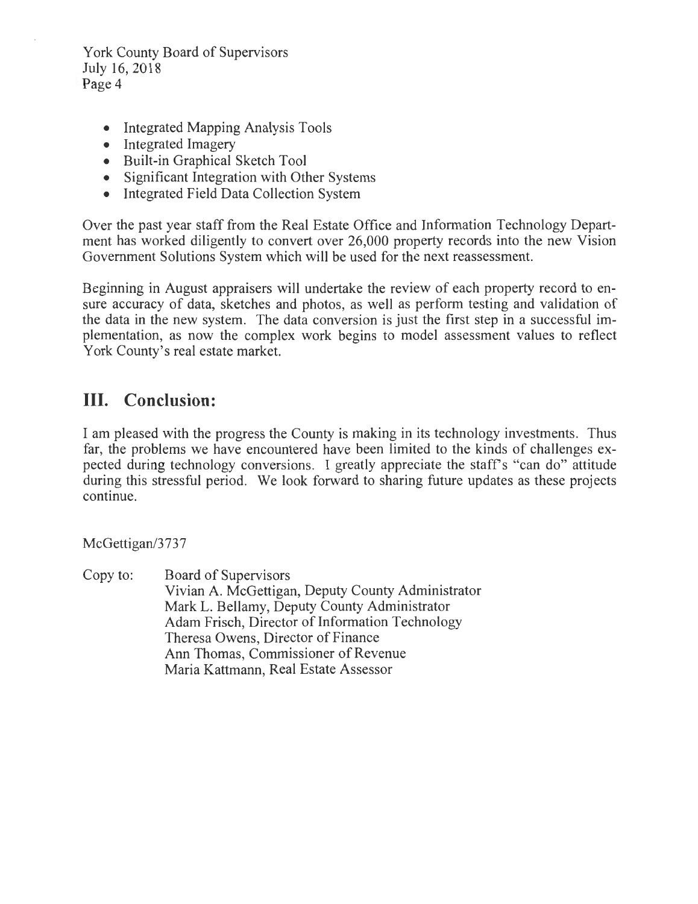- Integrated Mapping Analysis Tools
- Integrated Imagery
- Built-in Graphical Sketch Tool
- Significant Integration with Other Systems
- Integrated Field Data Collection System

Over the past year staff from the Real Estate Office and Information Technology Department has worked diligently to convert over 26,000 property records into the new Vision Government Solutions System which will be used for the next reassessment.

Beginning in August appraisers will undertake the review of each property record to ensure accuracy of data, sketches and photos, as well as perform testing and validation of the data in the new system. The data conversion is just the first step in a successful implementation, as now the complex work begins to model assessment values to reflect York County's real estate market.

## III. Conclusion:

I am pleased with the progress the County is making in its technology investments. Thus far, the problems we have encountered have been limited to the kinds of challenges expected during technology conversions. I greatly appreciate the staff's "can do" attitude during this stressful period. We look forward to sharing future updates as these projects continue.

McGettigan/3737

Copy to: Board of Supervisors
Vivian A. McGettigan, Deputy County Administrator
Mark L. Bellamy, Deputy County Administrator
Adam Frisch, Director of Information Technology
Theresa Owens, Director of Finance
Ann Thomas, Commissioner of Revenue
Maria Kattmann, Real Estate Assessor